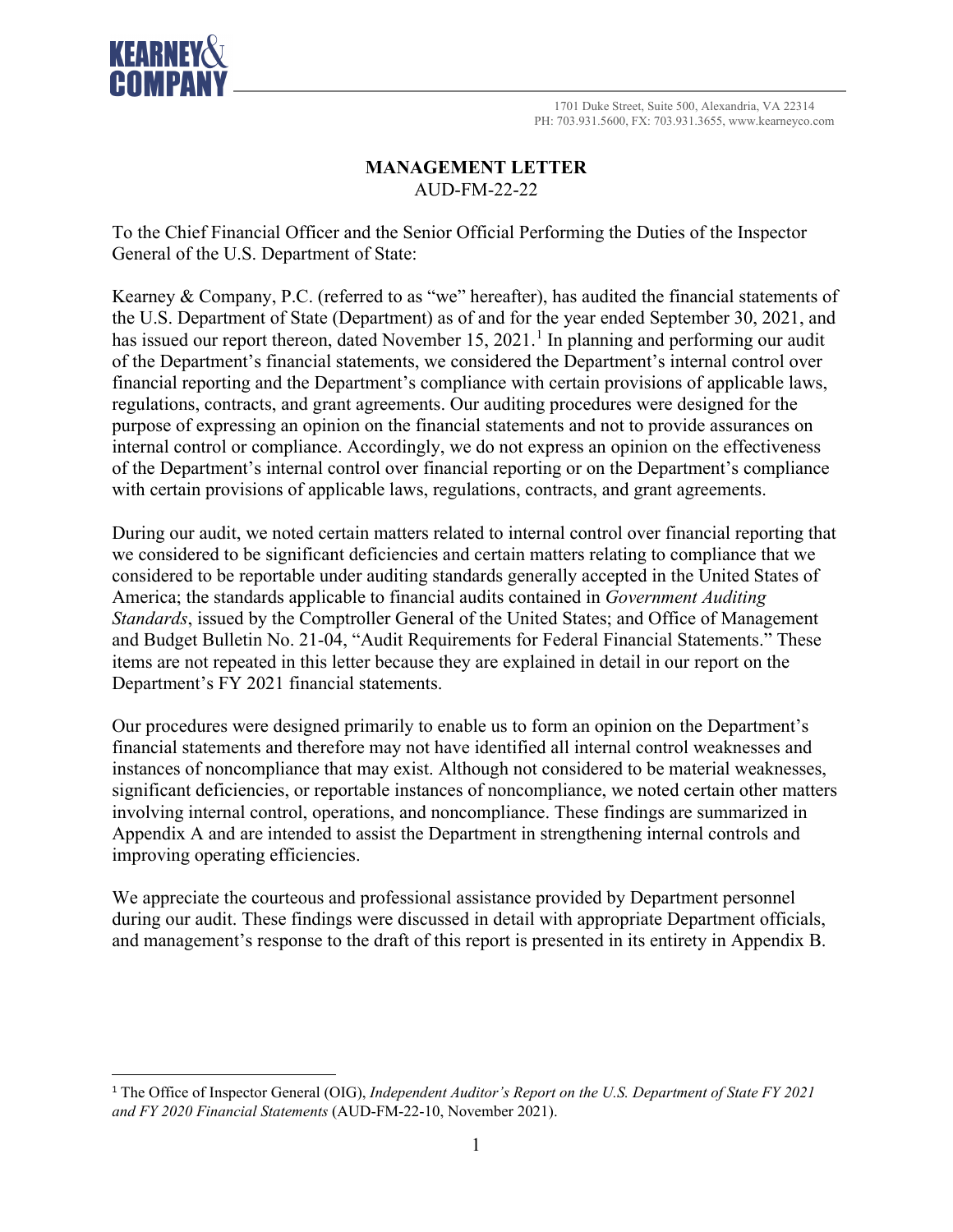KEARNEY & COMPANY

1701 Duke Street, Suite 500, Alexandria, VA 22314
PH: 703.931.5600, FX: 703.931.3655, www.kearneyco.com

# MANAGEMENT LETTER

AUD-FM-22-22

To the Chief Financial Officer and the Senior Official Performing the Duties of the Inspector General of the U.S. Department of State:

Kearney & Company, P.C. (referred to as "we" hereafter), has audited the financial statements of the U.S. Department of State (Department) as of and for the year ended September 30, 2021, and has issued our report thereon, dated November 15, 2021.[1] In planning and performing our audit of the Department's financial statements, we considered the Department's internal control over financial reporting and the Department's compliance with certain provisions of applicable laws, regulations, contracts, and grant agreements. Our auditing procedures were designed for the purpose of expressing an opinion on the financial statements and not to provide assurances on internal control or compliance. Accordingly, we do not express an opinion on the effectiveness of the Department's internal control over financial reporting or on the Department's compliance with certain provisions of applicable laws, regulations, contracts, and grant agreements.

During our audit, we noted certain matters related to internal control over financial reporting that we considered to be significant deficiencies and certain matters relating to compliance that we considered to be reportable under auditing standards generally accepted in the United States of America; the standards applicable to financial audits contained in *Government Auditing Standards*, issued by the Comptroller General of the United States; and Office of Management and Budget Bulletin No. 21-04, "Audit Requirements for Federal Financial Statements." These items are not repeated in this letter because they are explained in detail in our report on the Department's FY 2021 financial statements.

Our procedures were designed primarily to enable us to form an opinion on the Department's financial statements and therefore may not have identified all internal control weaknesses and instances of noncompliance that may exist. Although not considered to be material weaknesses, significant deficiencies, or reportable instances of noncompliance, we noted certain other matters involving internal control, operations, and noncompliance. These findings are summarized in Appendix A and are intended to assist the Department in strengthening internal controls and improving operating efficiencies.

We appreciate the courteous and professional assistance provided by Department personnel during our audit. These findings were discussed in detail with appropriate Department officials, and management's response to the draft of this report is presented in its entirety in Appendix B.

---

[1] The Office of Inspector General (OIG), *Independent Auditor's Report on the U.S. Department of State FY 2021 and FY 2020 Financial Statements* (AUD-FM-22-10, November 2021).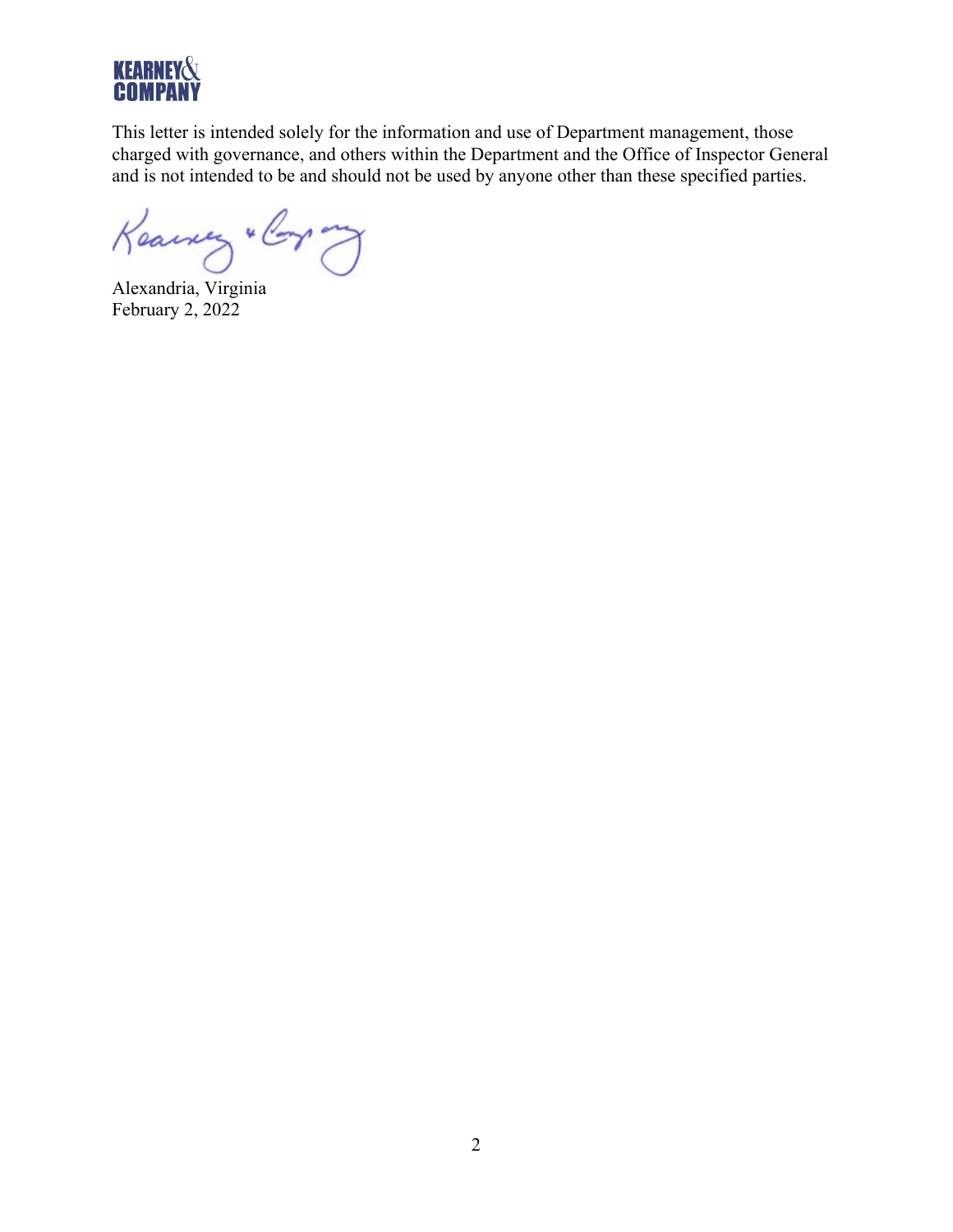This letter is intended solely for the information and use of Department management, those charged with governance, and others within the Department and the Office of Inspector General and is not intended to be and should not be used by anyone other than these specified parties.

Kearney & Company

Alexandria, Virginia
February 2, 2022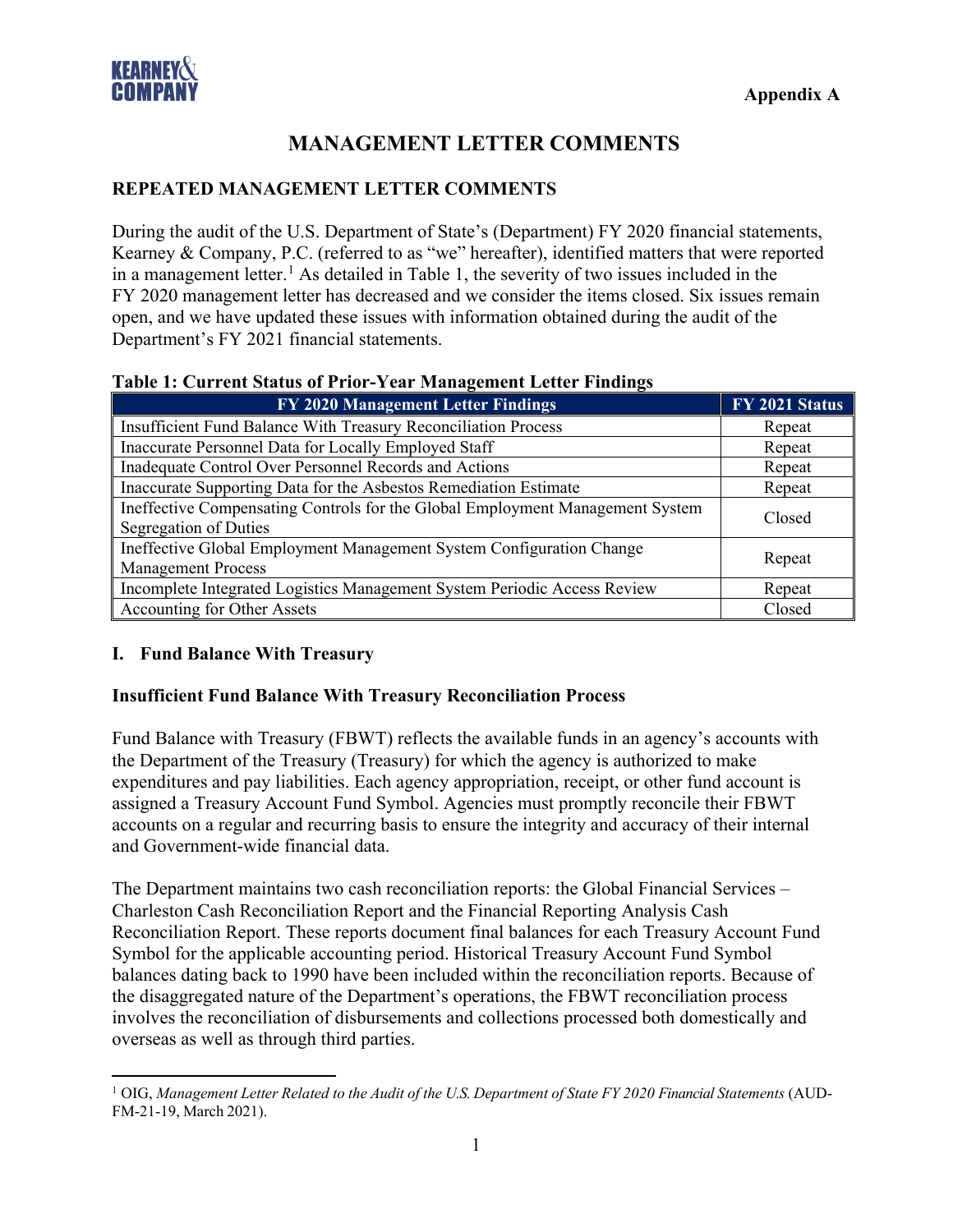Appendix A

# MANAGEMENT LETTER COMMENTS

## REPEATED MANAGEMENT LETTER COMMENTS

During the audit of the U.S. Department of State's (Department) FY 2020 financial statements, Kearney & Company, P.C. (referred to as "we" hereafter), identified matters that were reported in a management letter.[1] As detailed in Table 1, the severity of two issues included in the FY 2020 management letter has decreased and we consider the items closed. Six issues remain open, and we have updated these issues with information obtained during the audit of the Department's FY 2021 financial statements.

**Table 1: Current Status of Prior-Year Management Letter Findings**

| FY 2020 Management Letter Findings | FY 2021 Status |
|---|---|
| Insufficient Fund Balance With Treasury Reconciliation Process | Repeat |
| Inaccurate Personnel Data for Locally Employed Staff | Repeat |
| Inadequate Control Over Personnel Records and Actions | Repeat |
| Inaccurate Supporting Data for the Asbestos Remediation Estimate | Repeat |
| Ineffective Compensating Controls for the Global Employment Management System Segregation of Duties | Closed |
| Ineffective Global Employment Management System Configuration Change Management Process | Repeat |
| Incomplete Integrated Logistics Management System Periodic Access Review | Repeat |
| Accounting for Other Assets | Closed |

## I. Fund Balance With Treasury

### Insufficient Fund Balance With Treasury Reconciliation Process

Fund Balance with Treasury (FBWT) reflects the available funds in an agency's accounts with the Department of the Treasury (Treasury) for which the agency is authorized to make expenditures and pay liabilities. Each agency appropriation, receipt, or other fund account is assigned a Treasury Account Fund Symbol. Agencies must promptly reconcile their FBWT accounts on a regular and recurring basis to ensure the integrity and accuracy of their internal and Government-wide financial data.

The Department maintains two cash reconciliation reports: the Global Financial Services – Charleston Cash Reconciliation Report and the Financial Reporting Analysis Cash Reconciliation Report. These reports document final balances for each Treasury Account Fund Symbol for the applicable accounting period. Historical Treasury Account Fund Symbol balances dating back to 1990 have been included within the reconciliation reports. Because of the disaggregated nature of the Department's operations, the FBWT reconciliation process involves the reconciliation of disbursements and collections processed both domestically and overseas as well as through third parties.

[1] OIG, *Management Letter Related to the Audit of the U.S. Department of State FY 2020 Financial Statements* (AUD-FM-21-19, March 2021).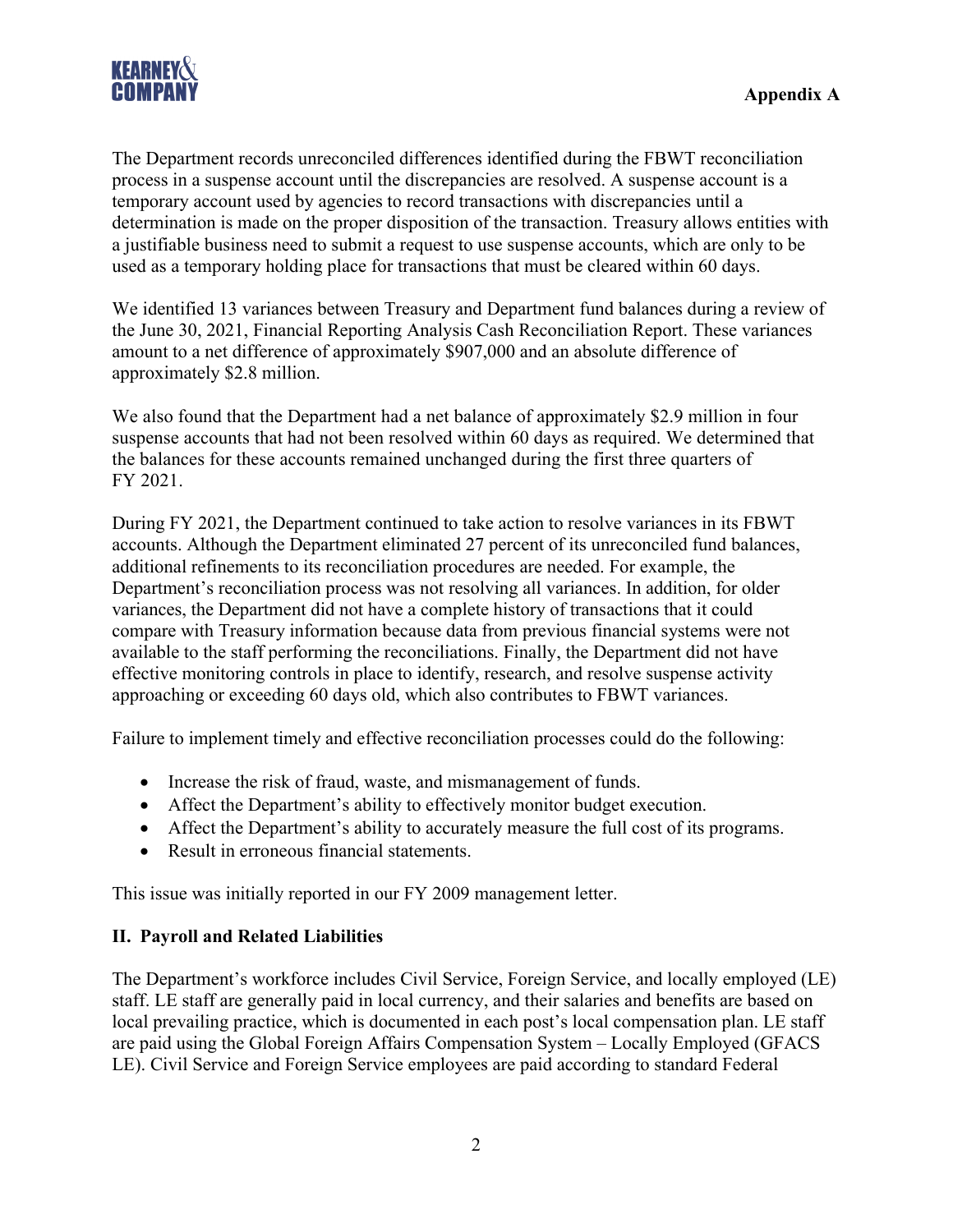The Department records unreconciled differences identified during the FBWT reconciliation process in a suspense account until the discrepancies are resolved. A suspense account is a temporary account used by agencies to record transactions with discrepancies until a determination is made on the proper disposition of the transaction. Treasury allows entities with a justifiable business need to submit a request to use suspense accounts, which are only to be used as a temporary holding place for transactions that must be cleared within 60 days.

We identified 13 variances between Treasury and Department fund balances during a review of the June 30, 2021, Financial Reporting Analysis Cash Reconciliation Report. These variances amount to a net difference of approximately $907,000 and an absolute difference of approximately $2.8 million.

We also found that the Department had a net balance of approximately $2.9 million in four suspense accounts that had not been resolved within 60 days as required. We determined that the balances for these accounts remained unchanged during the first three quarters of FY 2021.

During FY 2021, the Department continued to take action to resolve variances in its FBWT accounts. Although the Department eliminated 27 percent of its unreconciled fund balances, additional refinements to its reconciliation procedures are needed. For example, the Department's reconciliation process was not resolving all variances. In addition, for older variances, the Department did not have a complete history of transactions that it could compare with Treasury information because data from previous financial systems were not available to the staff performing the reconciliations. Finally, the Department did not have effective monitoring controls in place to identify, research, and resolve suspense activity approaching or exceeding 60 days old, which also contributes to FBWT variances.

Failure to implement timely and effective reconciliation processes could do the following:

- Increase the risk of fraud, waste, and mismanagement of funds.
- Affect the Department's ability to effectively monitor budget execution.
- Affect the Department's ability to accurately measure the full cost of its programs.
- Result in erroneous financial statements.

This issue was initially reported in our FY 2009 management letter.

### II. Payroll and Related Liabilities

The Department's workforce includes Civil Service, Foreign Service, and locally employed (LE) staff. LE staff are generally paid in local currency, and their salaries and benefits are based on local prevailing practice, which is documented in each post's local compensation plan. LE staff are paid using the Global Foreign Affairs Compensation System – Locally Employed (GFACS LE). Civil Service and Foreign Service employees are paid according to standard Federal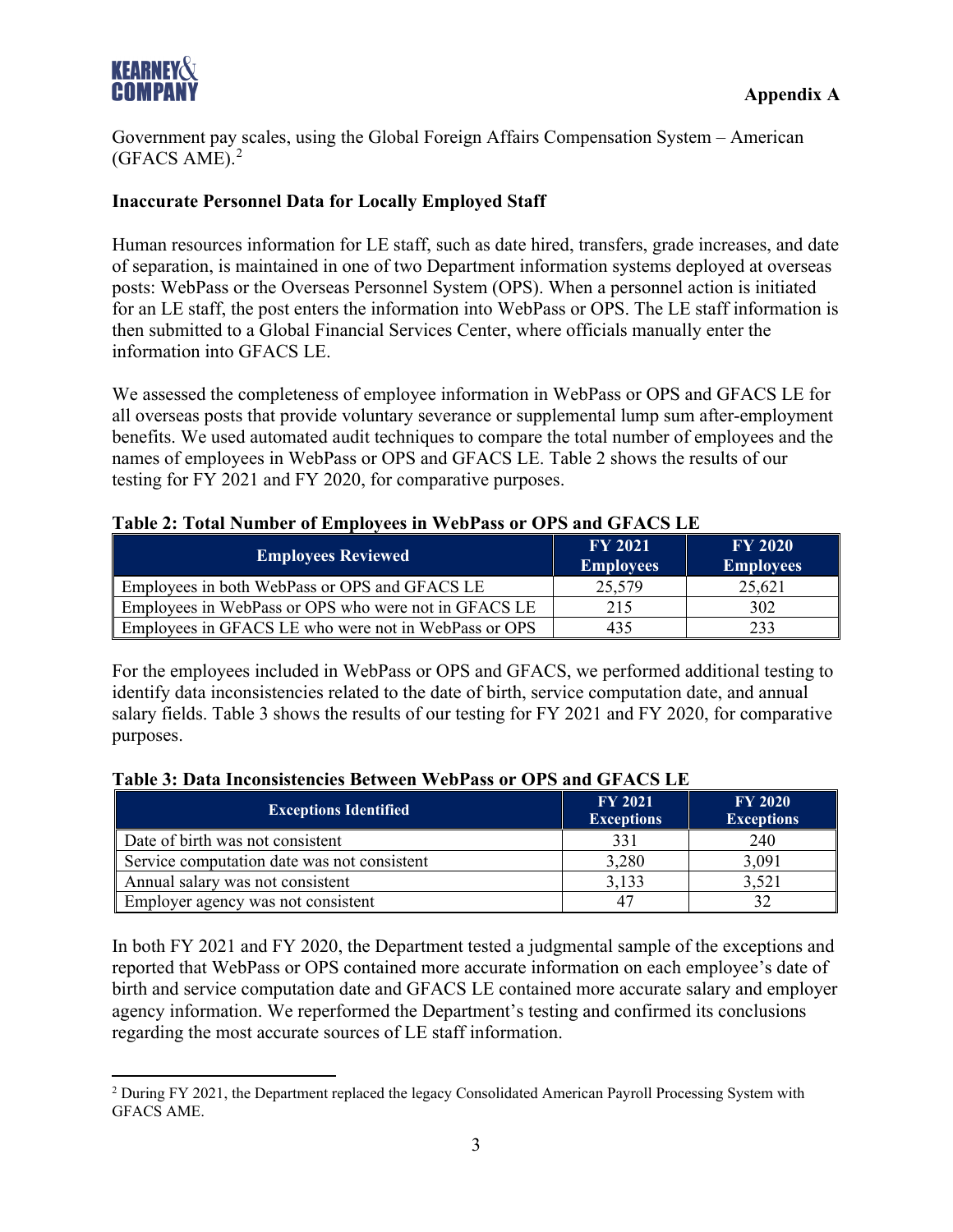Government pay scales, using the Global Foreign Affairs Compensation System – American (GFACS AME).[2]

### Inaccurate Personnel Data for Locally Employed Staff

Human resources information for LE staff, such as date hired, transfers, grade increases, and date of separation, is maintained in one of two Department information systems deployed at overseas posts: WebPass or the Overseas Personnel System (OPS). When a personnel action is initiated for an LE staff, the post enters the information into WebPass or OPS. The LE staff information is then submitted to a Global Financial Services Center, where officials manually enter the information into GFACS LE.

We assessed the completeness of employee information in WebPass or OPS and GFACS LE for all overseas posts that provide voluntary severance or supplemental lump sum after-employment benefits. We used automated audit techniques to compare the total number of employees and the names of employees in WebPass or OPS and GFACS LE. Table 2 shows the results of our testing for FY 2021 and FY 2020, for comparative purposes.

**Table 2: Total Number of Employees in WebPass or OPS and GFACS LE**

| Employees Reviewed | FY 2021 Employees | FY 2020 Employees |
|---|---|---|
| Employees in both WebPass or OPS and GFACS LE | 25,579 | 25,621 |
| Employees in WebPass or OPS who were not in GFACS LE | 215 | 302 |
| Employees in GFACS LE who were not in WebPass or OPS | 435 | 233 |

For the employees included in WebPass or OPS and GFACS, we performed additional testing to identify data inconsistencies related to the date of birth, service computation date, and annual salary fields. Table 3 shows the results of our testing for FY 2021 and FY 2020, for comparative purposes.

**Table 3: Data Inconsistencies Between WebPass or OPS and GFACS LE**

| Exceptions Identified | FY 2021 Exceptions | FY 2020 Exceptions |
|---|---|---|
| Date of birth was not consistent | 331 | 240 |
| Service computation date was not consistent | 3,280 | 3,091 |
| Annual salary was not consistent | 3,133 | 3,521 |
| Employer agency was not consistent | 47 | 32 |

In both FY 2021 and FY 2020, the Department tested a judgmental sample of the exceptions and reported that WebPass or OPS contained more accurate information on each employee's date of birth and service computation date and GFACS LE contained more accurate salary and employer agency information. We reperformed the Department's testing and confirmed its conclusions regarding the most accurate sources of LE staff information.

[2] During FY 2021, the Department replaced the legacy Consolidated American Payroll Processing System with GFACS AME.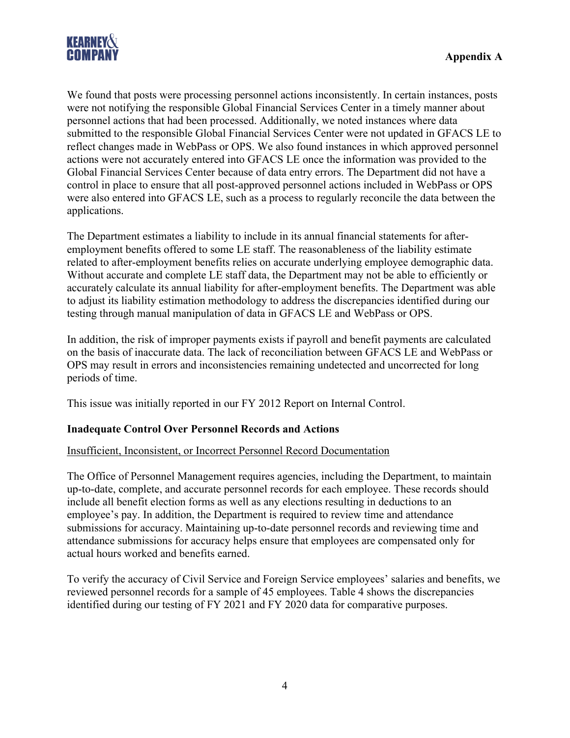We found that posts were processing personnel actions inconsistently. In certain instances, posts were not notifying the responsible Global Financial Services Center in a timely manner about personnel actions that had been processed. Additionally, we noted instances where data submitted to the responsible Global Financial Services Center were not updated in GFACS LE to reflect changes made in WebPass or OPS. We also found instances in which approved personnel actions were not accurately entered into GFACS LE once the information was provided to the Global Financial Services Center because of data entry errors. The Department did not have a control in place to ensure that all post-approved personnel actions included in WebPass or OPS were also entered into GFACS LE, such as a process to regularly reconcile the data between the applications.

The Department estimates a liability to include in its annual financial statements for after-employment benefits offered to some LE staff. The reasonableness of the liability estimate related to after-employment benefits relies on accurate underlying employee demographic data. Without accurate and complete LE staff data, the Department may not be able to efficiently or accurately calculate its annual liability for after-employment benefits. The Department was able to adjust its liability estimation methodology to address the discrepancies identified during our testing through manual manipulation of data in GFACS LE and WebPass or OPS.

In addition, the risk of improper payments exists if payroll and benefit payments are calculated on the basis of inaccurate data. The lack of reconciliation between GFACS LE and WebPass or OPS may result in errors and inconsistencies remaining undetected and uncorrected for long periods of time.

This issue was initially reported in our FY 2012 Report on Internal Control.

### Inadequate Control Over Personnel Records and Actions

<u>Insufficient, Inconsistent, or Incorrect Personnel Record Documentation</u>

The Office of Personnel Management requires agencies, including the Department, to maintain up-to-date, complete, and accurate personnel records for each employee. These records should include all benefit election forms as well as any elections resulting in deductions to an employee's pay. In addition, the Department is required to review time and attendance submissions for accuracy. Maintaining up-to-date personnel records and reviewing time and attendance submissions for accuracy helps ensure that employees are compensated only for actual hours worked and benefits earned.

To verify the accuracy of Civil Service and Foreign Service employees' salaries and benefits, we reviewed personnel records for a sample of 45 employees. Table 4 shows the discrepancies identified during our testing of FY 2021 and FY 2020 data for comparative purposes.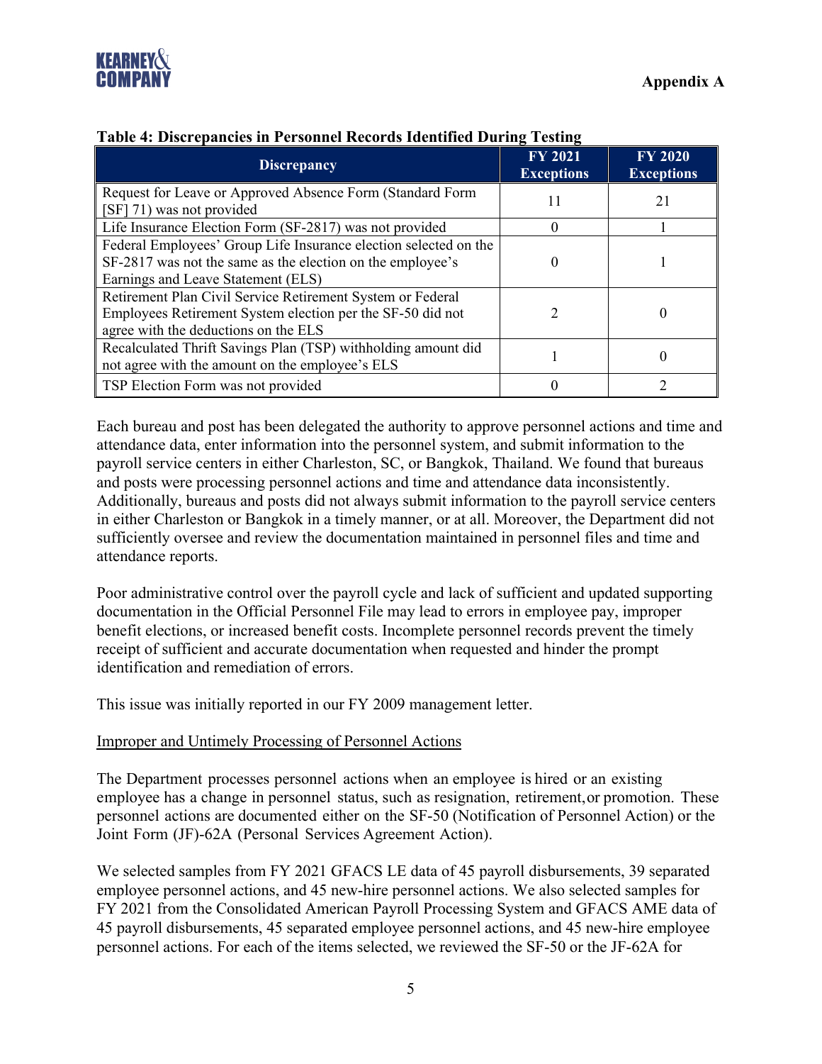**Table 4: Discrepancies in Personnel Records Identified During Testing**

| Discrepancy | FY 2021 Exceptions | FY 2020 Exceptions |
|---|---|---|
| Request for Leave or Approved Absence Form (Standard Form [SF] 71) was not provided | 11 | 21 |
| Life Insurance Election Form (SF-2817) was not provided | 0 | 1 |
| Federal Employees' Group Life Insurance election selected on the SF-2817 was not the same as the election on the employee's Earnings and Leave Statement (ELS) | 0 | 1 |
| Retirement Plan Civil Service Retirement System or Federal Employees Retirement System election per the SF-50 did not agree with the deductions on the ELS | 2 | 0 |
| Recalculated Thrift Savings Plan (TSP) withholding amount did not agree with the amount on the employee's ELS | 1 | 0 |
| TSP Election Form was not provided | 0 | 2 |

Each bureau and post has been delegated the authority to approve personnel actions and time and attendance data, enter information into the personnel system, and submit information to the payroll service centers in either Charleston, SC, or Bangkok, Thailand. We found that bureaus and posts were processing personnel actions and time and attendance data inconsistently. Additionally, bureaus and posts did not always submit information to the payroll service centers in either Charleston or Bangkok in a timely manner, or at all. Moreover, the Department did not sufficiently oversee and review the documentation maintained in personnel files and time and attendance reports.

Poor administrative control over the payroll cycle and lack of sufficient and updated supporting documentation in the Official Personnel File may lead to errors in employee pay, improper benefit elections, or increased benefit costs. Incomplete personnel records prevent the timely receipt of sufficient and accurate documentation when requested and hinder the prompt identification and remediation of errors.

This issue was initially reported in our FY 2009 management letter.

Improper and Untimely Processing of Personnel Actions

The Department processes personnel actions when an employee is hired or an existing employee has a change in personnel status, such as resignation, retirement, or promotion. These personnel actions are documented either on the SF-50 (Notification of Personnel Action) or the Joint Form (JF)-62A (Personal Services Agreement Action).

We selected samples from FY 2021 GFACS LE data of 45 payroll disbursements, 39 separated employee personnel actions, and 45 new-hire personnel actions. We also selected samples for FY 2021 from the Consolidated American Payroll Processing System and GFACS AME data of 45 payroll disbursements, 45 separated employee personnel actions, and 45 new-hire employee personnel actions. For each of the items selected, we reviewed the SF-50 or the JF-62A for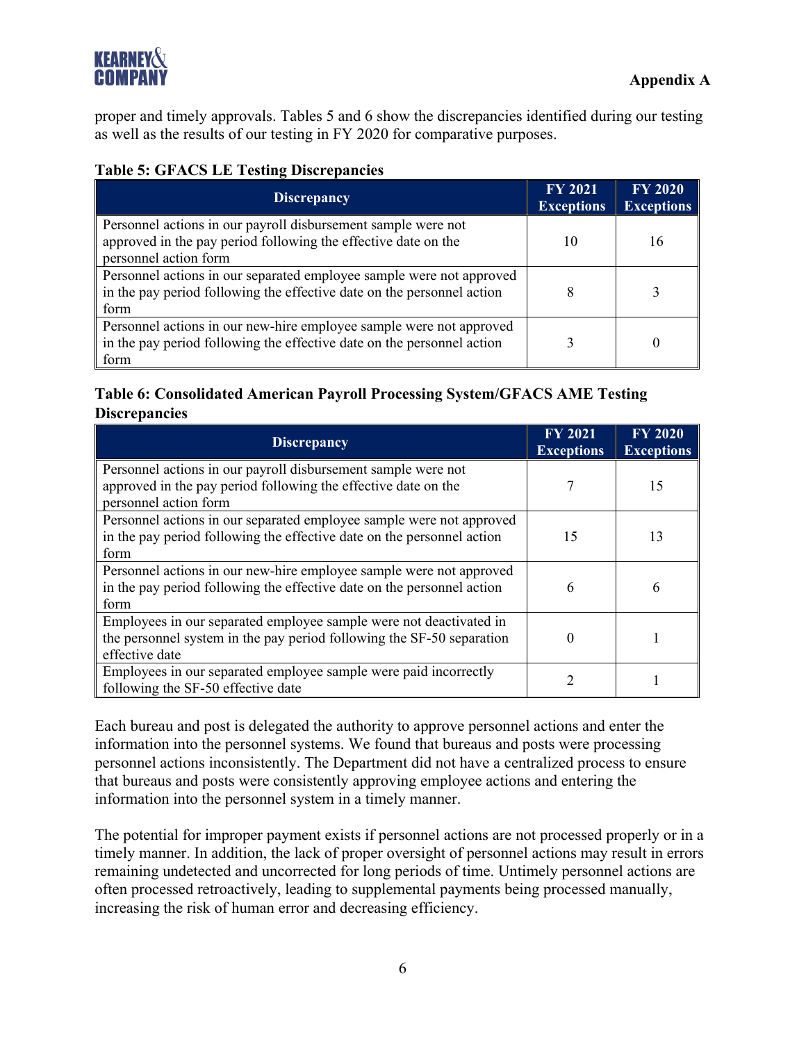proper and timely approvals. Tables 5 and 6 show the discrepancies identified during our testing as well as the results of our testing in FY 2020 for comparative purposes.

**Table 5: GFACS LE Testing Discrepancies**

| Discrepancy | FY 2021 Exceptions | FY 2020 Exceptions |
|---|---|---|
| Personnel actions in our payroll disbursement sample were not approved in the pay period following the effective date on the personnel action form | 10 | 16 |
| Personnel actions in our separated employee sample were not approved in the pay period following the effective date on the personnel action form | 8 | 3 |
| Personnel actions in our new-hire employee sample were not approved in the pay period following the effective date on the personnel action form | 3 | 0 |

**Table 6: Consolidated American Payroll Processing System/GFACS AME Testing Discrepancies**

| Discrepancy | FY 2021 Exceptions | FY 2020 Exceptions |
|---|---|---|
| Personnel actions in our payroll disbursement sample were not approved in the pay period following the effective date on the personnel action form | 7 | 15 |
| Personnel actions in our separated employee sample were not approved in the pay period following the effective date on the personnel action form | 15 | 13 |
| Personnel actions in our new-hire employee sample were not approved in the pay period following the effective date on the personnel action form | 6 | 6 |
| Employees in our separated employee sample were not deactivated in the personnel system in the pay period following the SF-50 separation effective date | 0 | 1 |
| Employees in our separated employee sample were paid incorrectly following the SF-50 effective date | 2 | 1 |

Each bureau and post is delegated the authority to approve personnel actions and enter the information into the personnel systems. We found that bureaus and posts were processing personnel actions inconsistently. The Department did not have a centralized process to ensure that bureaus and posts were consistently approving employee actions and entering the information into the personnel system in a timely manner.

The potential for improper payment exists if personnel actions are not processed properly or in a timely manner. In addition, the lack of proper oversight of personnel actions may result in errors remaining undetected and uncorrected for long periods of time. Untimely personnel actions are often processed retroactively, leading to supplemental payments being processed manually, increasing the risk of human error and decreasing efficiency.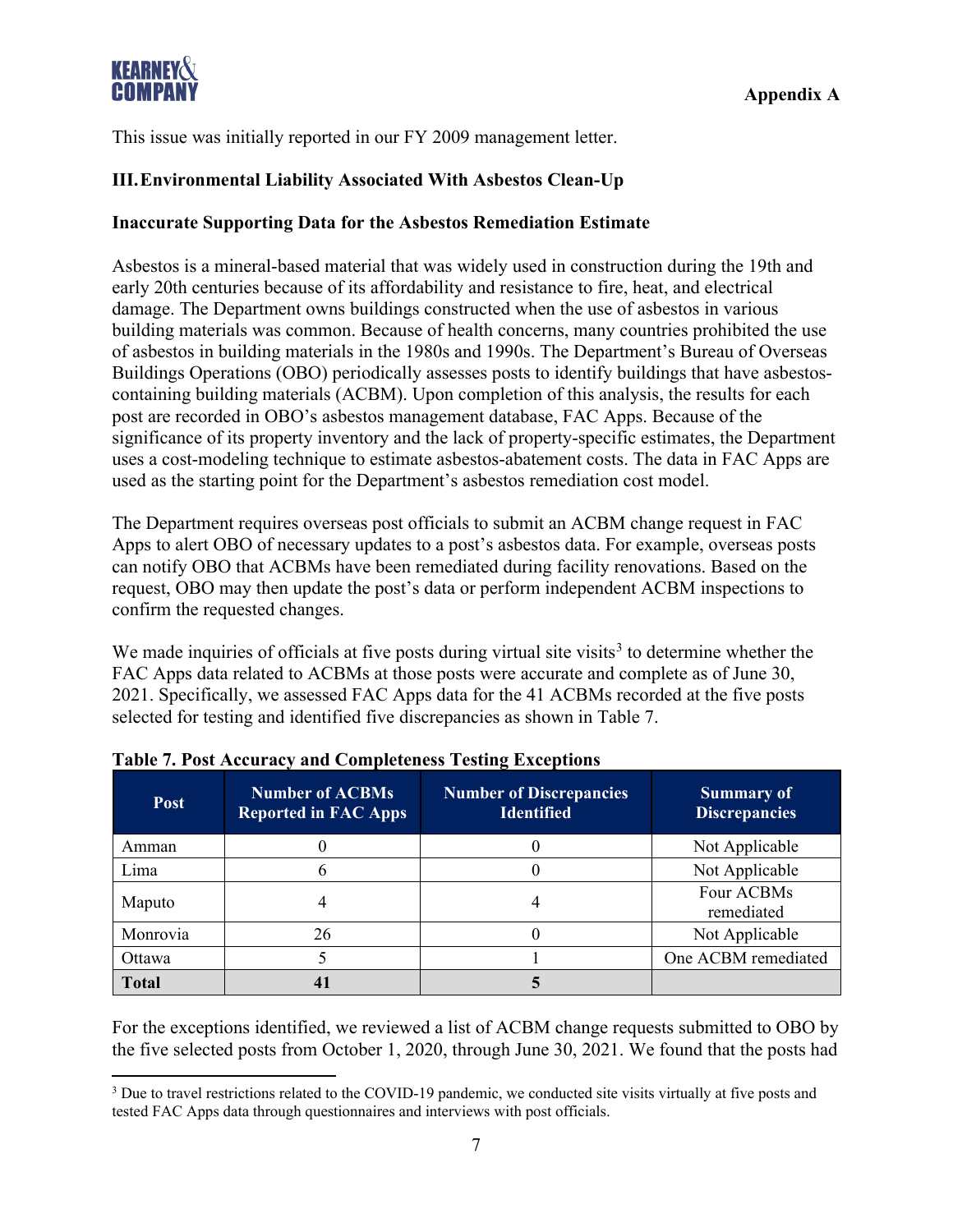This issue was initially reported in our FY 2009 management letter.

## III. Environmental Liability Associated With Asbestos Clean-Up

### Inaccurate Supporting Data for the Asbestos Remediation Estimate

Asbestos is a mineral-based material that was widely used in construction during the 19th and early 20th centuries because of its affordability and resistance to fire, heat, and electrical damage. The Department owns buildings constructed when the use of asbestos in various building materials was common. Because of health concerns, many countries prohibited the use of asbestos in building materials in the 1980s and 1990s. The Department's Bureau of Overseas Buildings Operations (OBO) periodically assesses posts to identify buildings that have asbestos-containing building materials (ACBM). Upon completion of this analysis, the results for each post are recorded in OBO's asbestos management database, FAC Apps. Because of the significance of its property inventory and the lack of property-specific estimates, the Department uses a cost-modeling technique to estimate asbestos-abatement costs. The data in FAC Apps are used as the starting point for the Department's asbestos remediation cost model.

The Department requires overseas post officials to submit an ACBM change request in FAC Apps to alert OBO of necessary updates to a post's asbestos data. For example, overseas posts can notify OBO that ACBMs have been remediated during facility renovations. Based on the request, OBO may then update the post's data or perform independent ACBM inspections to confirm the requested changes.

We made inquiries of officials at five posts during virtual site visits[3] to determine whether the FAC Apps data related to ACBMs at those posts were accurate and complete as of June 30, 2021. Specifically, we assessed FAC Apps data for the 41 ACBMs recorded at the five posts selected for testing and identified five discrepancies as shown in Table 7.

**Table 7. Post Accuracy and Completeness Testing Exceptions**

| Post | Number of ACBMs Reported in FAC Apps | Number of Discrepancies Identified | Summary of Discrepancies |
|---|---|---|---|
| Amman | 0 | 0 | Not Applicable |
| Lima | 6 | 0 | Not Applicable |
| Maputo | 4 | 4 | Four ACBMs remediated |
| Monrovia | 26 | 0 | Not Applicable |
| Ottawa | 5 | 1 | One ACBM remediated |
| **Total** | **41** | **5** | |

For the exceptions identified, we reviewed a list of ACBM change requests submitted to OBO by the five selected posts from October 1, 2020, through June 30, 2021. We found that the posts had

[3] Due to travel restrictions related to the COVID-19 pandemic, we conducted site visits virtually at five posts and tested FAC Apps data through questionnaires and interviews with post officials.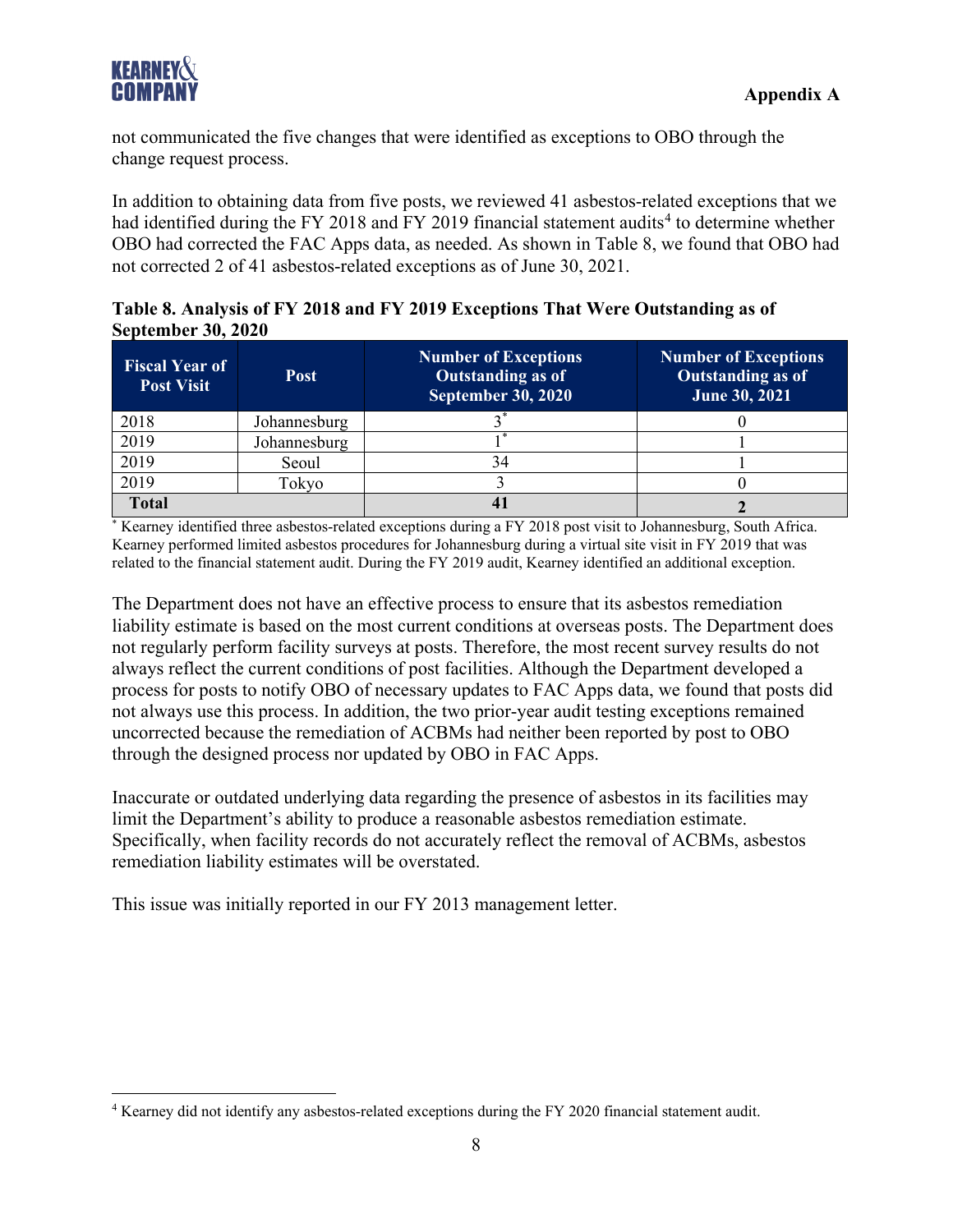not communicated the five changes that were identified as exceptions to OBO through the change request process.

In addition to obtaining data from five posts, we reviewed 41 asbestos-related exceptions that we had identified during the FY 2018 and FY 2019 financial statement audits[4] to determine whether OBO had corrected the FAC Apps data, as needed. As shown in Table 8, we found that OBO had not corrected 2 of 41 asbestos-related exceptions as of June 30, 2021.

**Table 8. Analysis of FY 2018 and FY 2019 Exceptions That Were Outstanding as of September 30, 2020**

| Fiscal Year of Post Visit | Post | Number of Exceptions Outstanding as of September 30, 2020 | Number of Exceptions Outstanding as of June 30, 2021 |
|---|---|---|---|
| 2018 | Johannesburg | 3* | 0 |
| 2019 | Johannesburg | 1* | 1 |
| 2019 | Seoul | 34 | 1 |
| 2019 | Tokyo | 3 | 0 |
| **Total** | | **41** | **2** |

\* Kearney identified three asbestos-related exceptions during a FY 2018 post visit to Johannesburg, South Africa. Kearney performed limited asbestos procedures for Johannesburg during a virtual site visit in FY 2019 that was related to the financial statement audit. During the FY 2019 audit, Kearney identified an additional exception.

The Department does not have an effective process to ensure that its asbestos remediation liability estimate is based on the most current conditions at overseas posts. The Department does not regularly perform facility surveys at posts. Therefore, the most recent survey results do not always reflect the current conditions of post facilities. Although the Department developed a process for posts to notify OBO of necessary updates to FAC Apps data, we found that posts did not always use this process. In addition, the two prior-year audit testing exceptions remained uncorrected because the remediation of ACBMs had neither been reported by post to OBO through the designed process nor updated by OBO in FAC Apps.

Inaccurate or outdated underlying data regarding the presence of asbestos in its facilities may limit the Department's ability to produce a reasonable asbestos remediation estimate. Specifically, when facility records do not accurately reflect the removal of ACBMs, asbestos remediation liability estimates will be overstated.

This issue was initially reported in our FY 2013 management letter.

[4] Kearney did not identify any asbestos-related exceptions during the FY 2020 financial statement audit.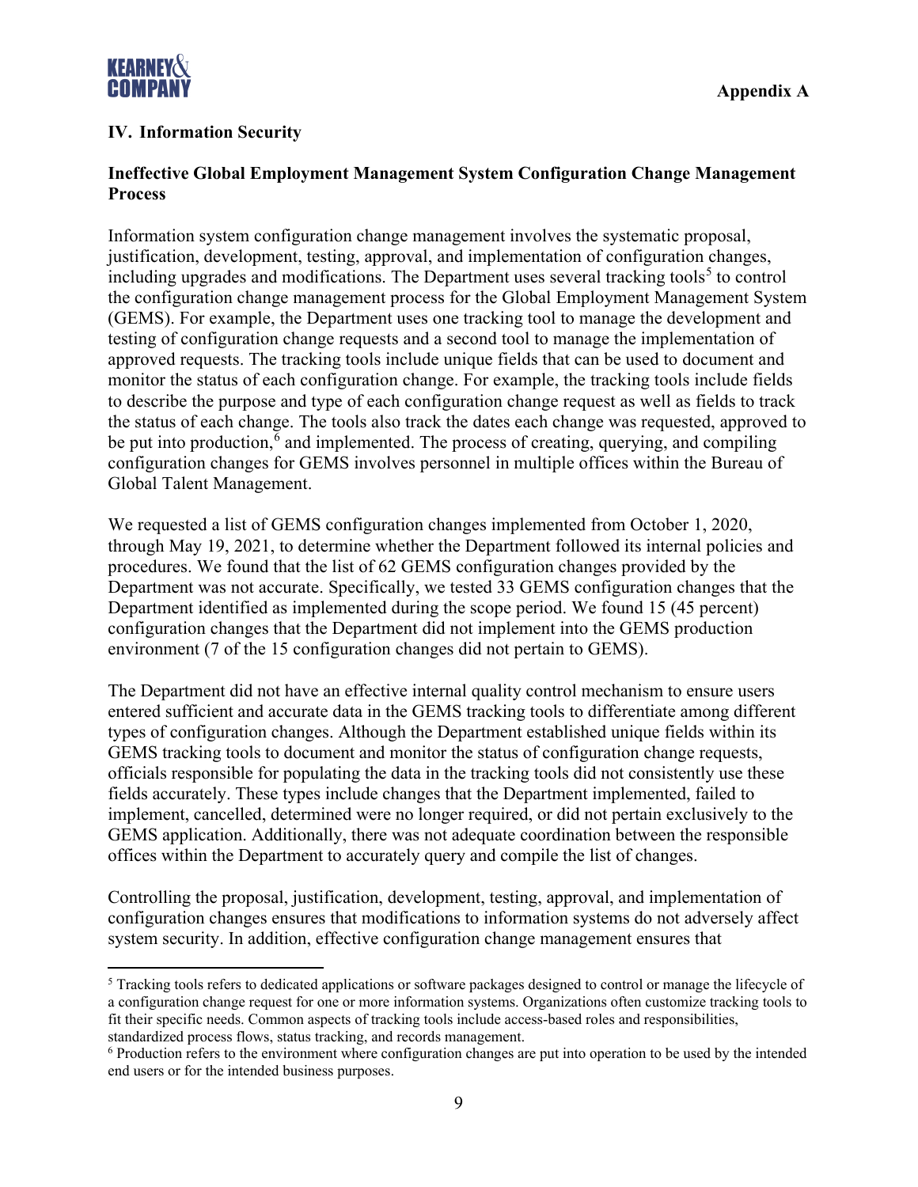**Appendix A**

## IV. Information Security

### Ineffective Global Employment Management System Configuration Change Management Process

Information system configuration change management involves the systematic proposal, justification, development, testing, approval, and implementation of configuration changes, including upgrades and modifications. The Department uses several tracking tools[5] to control the configuration change management process for the Global Employment Management System (GEMS). For example, the Department uses one tracking tool to manage the development and testing of configuration change requests and a second tool to manage the implementation of approved requests. The tracking tools include unique fields that can be used to document and monitor the status of each configuration change. For example, the tracking tools include fields to describe the purpose and type of each configuration change request as well as fields to track the status of each change. The tools also track the dates each change was requested, approved to be put into production,[6] and implemented. The process of creating, querying, and compiling configuration changes for GEMS involves personnel in multiple offices within the Bureau of Global Talent Management.

We requested a list of GEMS configuration changes implemented from October 1, 2020, through May 19, 2021, to determine whether the Department followed its internal policies and procedures. We found that the list of 62 GEMS configuration changes provided by the Department was not accurate. Specifically, we tested 33 GEMS configuration changes that the Department identified as implemented during the scope period. We found 15 (45 percent) configuration changes that the Department did not implement into the GEMS production environment (7 of the 15 configuration changes did not pertain to GEMS).

The Department did not have an effective internal quality control mechanism to ensure users entered sufficient and accurate data in the GEMS tracking tools to differentiate among different types of configuration changes. Although the Department established unique fields within its GEMS tracking tools to document and monitor the status of configuration change requests, officials responsible for populating the data in the tracking tools did not consistently use these fields accurately. These types include changes that the Department implemented, failed to implement, cancelled, determined were no longer required, or did not pertain exclusively to the GEMS application. Additionally, there was not adequate coordination between the responsible offices within the Department to accurately query and compile the list of changes.

Controlling the proposal, justification, development, testing, approval, and implementation of configuration changes ensures that modifications to information systems do not adversely affect system security. In addition, effective configuration change management ensures that

---

[5] Tracking tools refers to dedicated applications or software packages designed to control or manage the lifecycle of a configuration change request for one or more information systems. Organizations often customize tracking tools to fit their specific needs. Common aspects of tracking tools include access-based roles and responsibilities, standardized process flows, status tracking, and records management.

[6] Production refers to the environment where configuration changes are put into operation to be used by the intended end users or for the intended business purposes.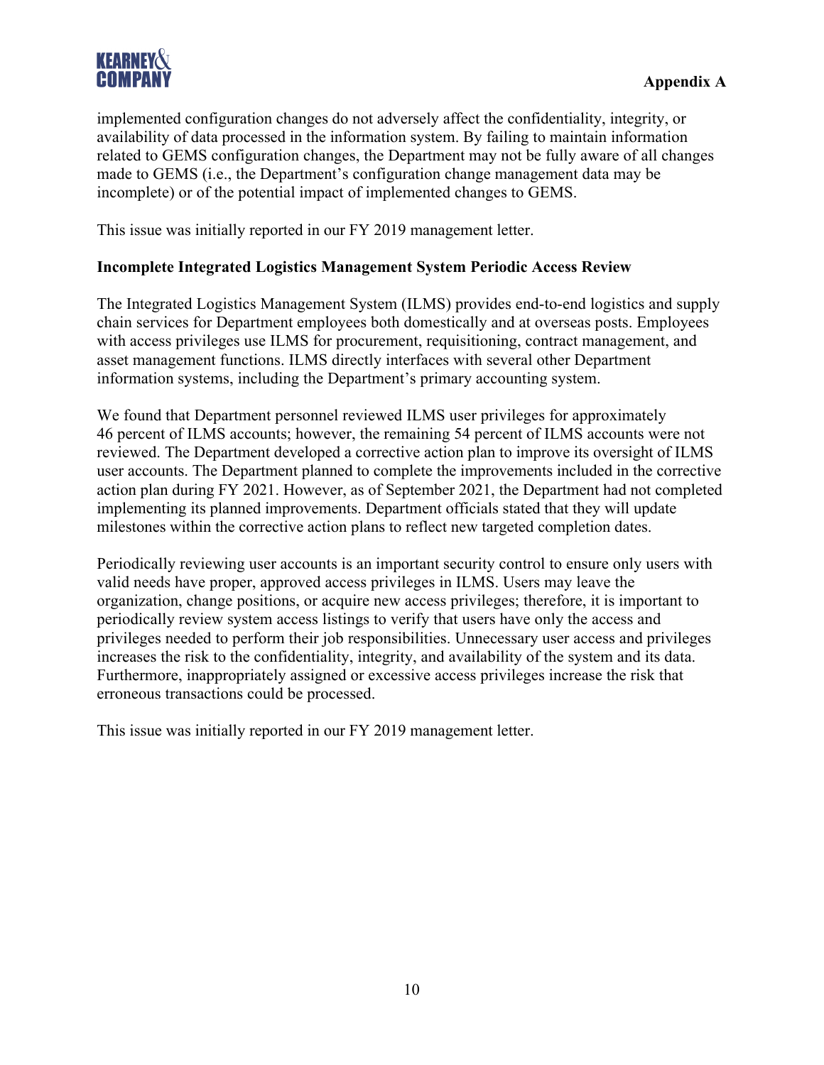implemented configuration changes do not adversely affect the confidentiality, integrity, or availability of data processed in the information system. By failing to maintain information related to GEMS configuration changes, the Department may not be fully aware of all changes made to GEMS (i.e., the Department's configuration change management data may be incomplete) or of the potential impact of implemented changes to GEMS.

This issue was initially reported in our FY 2019 management letter.

**Incomplete Integrated Logistics Management System Periodic Access Review**

The Integrated Logistics Management System (ILMS) provides end-to-end logistics and supply chain services for Department employees both domestically and at overseas posts. Employees with access privileges use ILMS for procurement, requisitioning, contract management, and asset management functions. ILMS directly interfaces with several other Department information systems, including the Department's primary accounting system.

We found that Department personnel reviewed ILMS user privileges for approximately 46 percent of ILMS accounts; however, the remaining 54 percent of ILMS accounts were not reviewed. The Department developed a corrective action plan to improve its oversight of ILMS user accounts. The Department planned to complete the improvements included in the corrective action plan during FY 2021. However, as of September 2021, the Department had not completed implementing its planned improvements. Department officials stated that they will update milestones within the corrective action plans to reflect new targeted completion dates.

Periodically reviewing user accounts is an important security control to ensure only users with valid needs have proper, approved access privileges in ILMS. Users may leave the organization, change positions, or acquire new access privileges; therefore, it is important to periodically review system access listings to verify that users have only the access and privileges needed to perform their job responsibilities. Unnecessary user access and privileges increases the risk to the confidentiality, integrity, and availability of the system and its data. Furthermore, inappropriately assigned or excessive access privileges increase the risk that erroneous transactions could be processed.

This issue was initially reported in our FY 2019 management letter.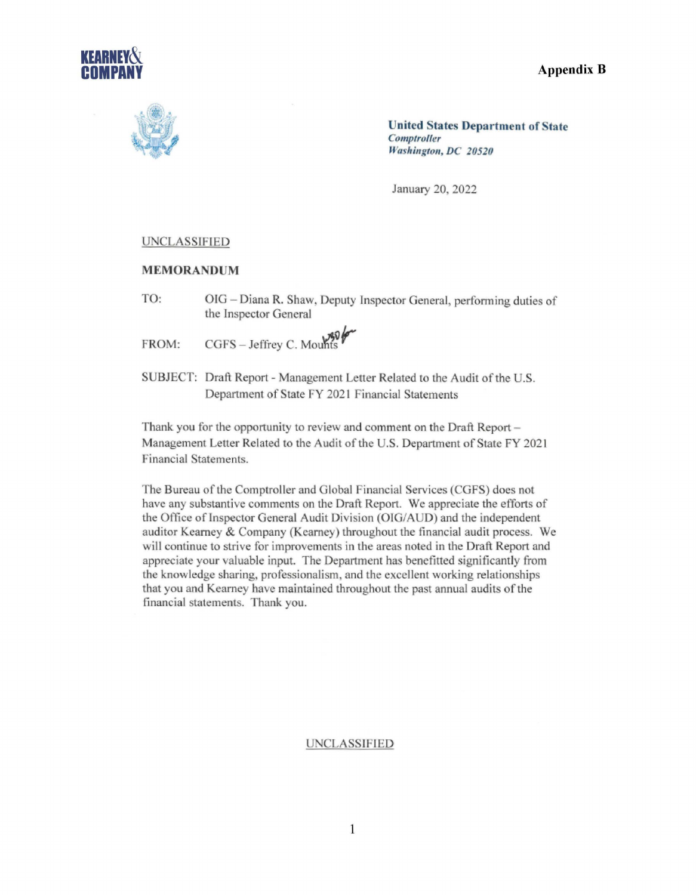KEARNEY& COMPANY

**Appendix B**

**United States Department of State**
*Comptroller*
*Washington, DC 20520*

January 20, 2022

UNCLASSIFIED

**MEMORANDUM**

TO: OIG – Diana R. Shaw, Deputy Inspector General, performing duties of the Inspector General

FROM: CGFS – Jeffrey C. Mounts

SUBJECT: Draft Report - Management Letter Related to the Audit of the U.S. Department of State FY 2021 Financial Statements

Thank you for the opportunity to review and comment on the Draft Report – Management Letter Related to the Audit of the U.S. Department of State FY 2021 Financial Statements.

The Bureau of the Comptroller and Global Financial Services (CGFS) does not have any substantive comments on the Draft Report. We appreciate the efforts of the Office of Inspector General Audit Division (OIG/AUD) and the independent auditor Kearney & Company (Kearney) throughout the financial audit process. We will continue to strive for improvements in the areas noted in the Draft Report and appreciate your valuable input. The Department has benefitted significantly from the knowledge sharing, professionalism, and the excellent working relationships that you and Kearney have maintained throughout the past annual audits of the financial statements. Thank you.

UNCLASSIFIED